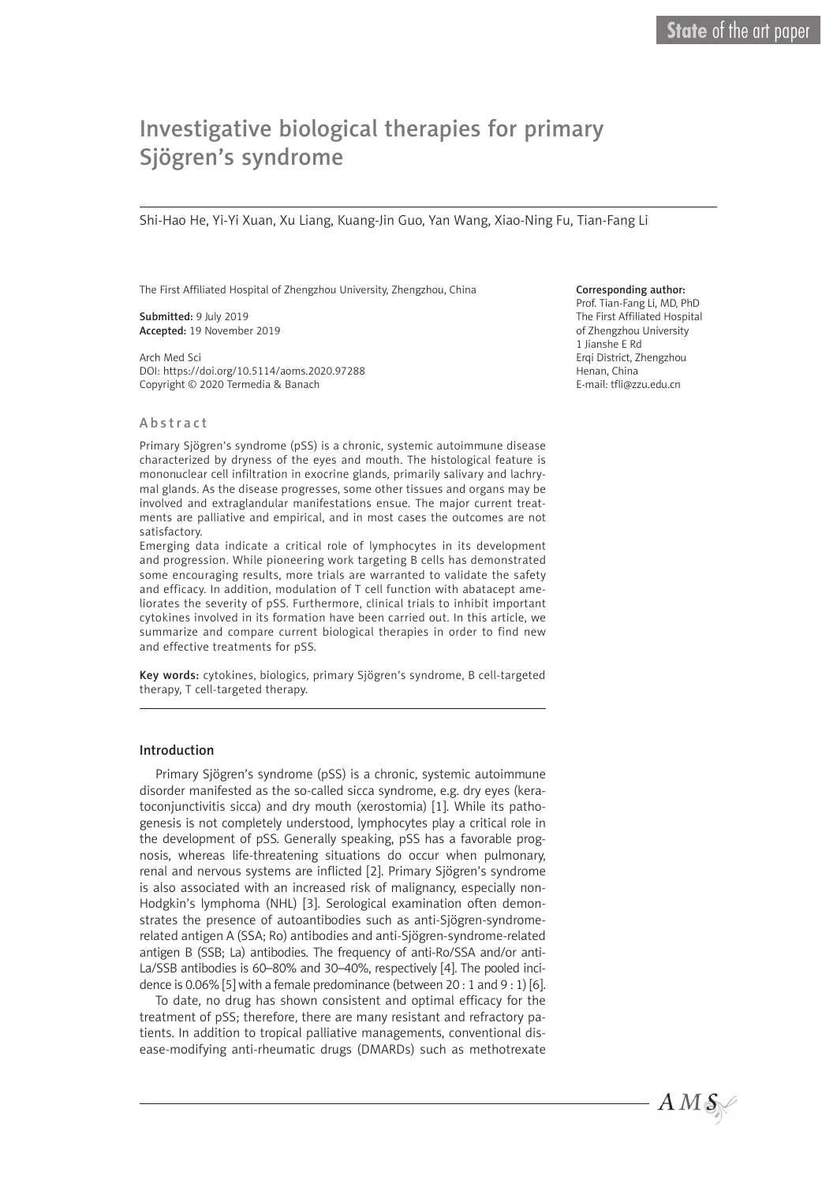# Investigative biological therapies for primary Sjögren's syndrome

Shi-Hao He, Yi-Yi Xuan, Xu Liang, Kuang-Jin Guo, Yan Wang, Xiao-Ning Fu, Tian-Fang Li

The First Affiliated Hospital of Zhengzhou University, Zhengzhou, China

**Submitted:** 9 July 2019
**Accepted:** 19 November 2019

Arch Med Sci
DOI: https://doi.org/10.5114/aoms.2020.97288
Copyright © 2020 Termedia & Banach

**Corresponding author:**
Prof. Tian-Fang Li, MD, PhD
The First Affiliated Hospital of Zhengzhou University
1 Jianshe E Rd
Erqi District, Zhengzhou
Henan, China
E-mail: tfli@zzu.edu.cn

## Abstract

Primary Sjögren's syndrome (pSS) is a chronic, systemic autoimmune disease characterized by dryness of the eyes and mouth. The histological feature is mononuclear cell infiltration in exocrine glands, primarily salivary and lachrymal glands. As the disease progresses, some other tissues and organs may be involved and extraglandular manifestations ensue. The major current treatments are palliative and empirical, and in most cases the outcomes are not satisfactory.

Emerging data indicate a critical role of lymphocytes in its development and progression. While pioneering work targeting B cells has demonstrated some encouraging results, more trials are warranted to validate the safety and efficacy. In addition, modulation of T cell function with abatacept ameliorates the severity of pSS. Furthermore, clinical trials to inhibit important cytokines involved in its formation have been carried out. In this article, we summarize and compare current biological therapies in order to find new and effective treatments for pSS.

**Key words:** cytokines, biologics, primary Sjögren's syndrome, B cell-targeted therapy, T cell-targeted therapy.

## Introduction

Primary Sjögren's syndrome (pSS) is a chronic, systemic autoimmune disorder manifested as the so-called sicca syndrome, e.g. dry eyes (keratoconjunctivitis sicca) and dry mouth (xerostomia) [1]. While its pathogenesis is not completely understood, lymphocytes play a critical role in the development of pSS. Generally speaking, pSS has a favorable prognosis, whereas life-threatening situations do occur when pulmonary, renal and nervous systems are inflicted [2]. Primary Sjögren's syndrome is also associated with an increased risk of malignancy, especially non-Hodgkin's lymphoma (NHL) [3]. Serological examination often demonstrates the presence of autoantibodies such as anti-Sjögren-syndrome-related antigen A (SSA; Ro) antibodies and anti-Sjögren-syndrome-related antigen B (SSB; La) antibodies. The frequency of anti-Ro/SSA and/or anti-La/SSB antibodies is 60–80% and 30–40%, respectively [4]. The pooled incidence is 0.06% [5] with a female predominance (between 20 : 1 and 9 : 1) [6].

To date, no drug has shown consistent and optimal efficacy for the treatment of pSS; therefore, there are many resistant and refractory patients. In addition to tropical palliative managements, conventional disease-modifying anti-rheumatic drugs (DMARDs) such as methotrexate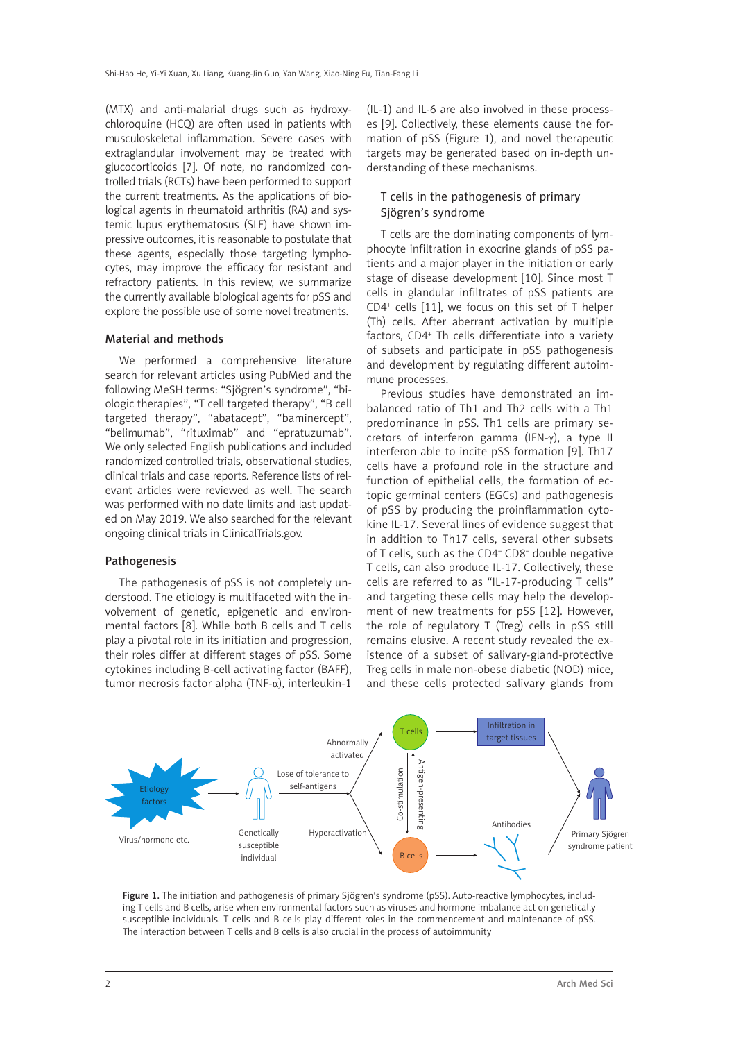(MTX) and anti-malarial drugs such as hydroxychloroquine (HCQ) are often used in patients with musculoskeletal inflammation. Severe cases with extraglandular involvement may be treated with glucocorticoids [7]. Of note, no randomized controlled trials (RCTs) have been performed to support the current treatments. As the applications of biological agents in rheumatoid arthritis (RA) and systemic lupus erythematosus (SLE) have shown impressive outcomes, it is reasonable to postulate that these agents, especially those targeting lymphocytes, may improve the efficacy for resistant and refractory patients. In this review, we summarize the currently available biological agents for pSS and explore the possible use of some novel treatments.

## Material and methods

We performed a comprehensive literature search for relevant articles using PubMed and the following MeSH terms: "Sjögren's syndrome", "biologic therapies", "T cell targeted therapy", "B cell targeted therapy", "abatacept", "baminercept", "belimumab", "rituximab" and "epratuzumab". We only selected English publications and included randomized controlled trials, observational studies, clinical trials and case reports. Reference lists of relevant articles were reviewed as well. The search was performed with no date limits and last updated on May 2019. We also searched for the relevant ongoing clinical trials in ClinicalTrials.gov.

## Pathogenesis

The pathogenesis of pSS is not completely understood. The etiology is multifaceted with the involvement of genetic, epigenetic and environmental factors [8]. While both B cells and T cells play a pivotal role in its initiation and progression, their roles differ at different stages of pSS. Some cytokines including B-cell activating factor (BAFF), tumor necrosis factor alpha (TNF-α), interleukin-1 (IL-1) and IL-6 are also involved in these processes [9]. Collectively, these elements cause the formation of pSS (Figure 1), and novel therapeutic targets may be generated based on in-depth understanding of these mechanisms.

### T cells in the pathogenesis of primary Sjögren's syndrome

T cells are the dominating components of lymphocyte infiltration in exocrine glands of pSS patients and a major player in the initiation or early stage of disease development [10]. Since most T cells in glandular infiltrates of pSS patients are $CD4^+$ cells [11], we focus on this set of T helper (Th) cells. After aberrant activation by multiple factors, $CD4^+$ Th cells differentiate into a variety of subsets and participate in pSS pathogenesis and development by regulating different autoimmune processes.

Previous studies have demonstrated an imbalanced ratio of Th1 and Th2 cells with a Th1 predominance in pSS. Th1 cells are primary secretors of interferon gamma (IFN-γ), a type II interferon able to incite pSS formation [9]. Th17 cells have a profound role in the structure and function of epithelial cells, the formation of ectopic germinal centers (EGCs) and pathogenesis of pSS by producing the proinflammation cytokine IL-17. Several lines of evidence suggest that in addition to Th17 cells, several other subsets of T cells, such as the $CD4^-$ $CD8^-$ double negative T cells, can also produce IL-17. Collectively, these cells are referred to as "IL-17-producing T cells" and targeting these cells may help the development of new treatments for pSS [12]. However, the role of regulatory T (Treg) cells in pSS still remains elusive. A recent study revealed the existence of a subset of salivary-gland-protective Treg cells in male non-obese diabetic (NOD) mice, and these cells protected salivary glands from

Figure 1. The initiation and pathogenesis of primary Sjögren's syndrome (pSS). Auto-reactive lymphocytes, including T cells and B cells, arise when environmental factors such as viruses and hormone imbalance act on genetically susceptible individuals. T cells and B cells play different roles in the commencement and maintenance of pSS. The interaction between T cells and B cells is also crucial in the process of autoimmunity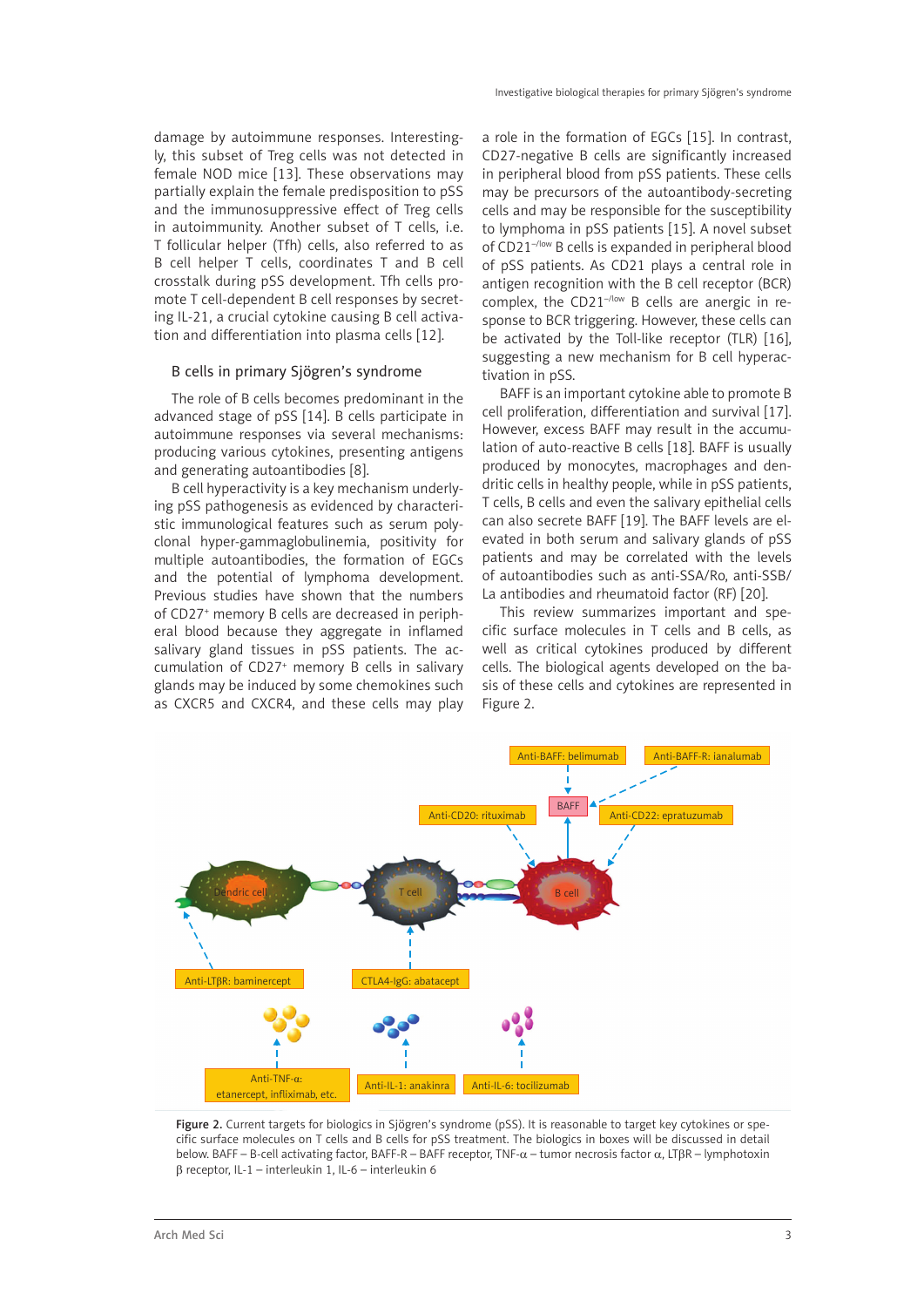damage by autoimmune responses. Interestingly, this subset of Treg cells was not detected in female NOD mice [13]. These observations may partially explain the female predisposition to pSS and the immunosuppressive effect of Treg cells in autoimmunity. Another subset of T cells, i.e. T follicular helper (Tfh) cells, also referred to as B cell helper T cells, coordinates T and B cell crosstalk during pSS development. Tfh cells promote T cell-dependent B cell responses by secreting IL-21, a crucial cytokine causing B cell activation and differentiation into plasma cells [12].

## B cells in primary Sjögren's syndrome

The role of B cells becomes predominant in the advanced stage of pSS [14]. B cells participate in autoimmune responses via several mechanisms: producing various cytokines, presenting antigens and generating autoantibodies [8].

B cell hyperactivity is a key mechanism underlying pSS pathogenesis as evidenced by characteristic immunological features such as serum polyclonal hyper-gammaglobulinemia, positivity for multiple autoantibodies, the formation of EGCs and the potential of lymphoma development. Previous studies have shown that the numbers of CD27+ memory B cells are decreased in peripheral blood because they aggregate in inflamed salivary gland tissues in pSS patients. The accumulation of CD27+ memory B cells in salivary glands may be induced by some chemokines such as CXCR5 and CXCR4, and these cells may play a role in the formation of EGCs [15]. In contrast, CD27-negative B cells are significantly increased in peripheral blood from pSS patients. These cells may be precursors of the autoantibody-secreting cells and may be responsible for the susceptibility to lymphoma in pSS patients [15]. A novel subset of CD21$^{-/low}$ B cells is expanded in peripheral blood of pSS patients. As CD21 plays a central role in antigen recognition with the B cell receptor (BCR) complex, the CD21$^{-/low}$ B cells are anergic in response to BCR triggering. However, these cells can be activated by the Toll-like receptor (TLR) [16], suggesting a new mechanism for B cell hyperactivation in pSS.

BAFF is an important cytokine able to promote B cell proliferation, differentiation and survival [17]. However, excess BAFF may result in the accumulation of auto-reactive B cells [18]. BAFF is usually produced by monocytes, macrophages and dendritic cells in healthy people, while in pSS patients, T cells, B cells and even the salivary epithelial cells can also secrete BAFF [19]. The BAFF levels are elevated in both serum and salivary glands of pSS patients and may be correlated with the levels of autoantibodies such as anti-SSA/Ro, anti-SSB/La antibodies and rheumatoid factor (RF) [20].

This review summarizes important and specific surface molecules in T cells and B cells, as well as critical cytokines produced by different cells. The biological agents developed on the basis of these cells and cytokines are represented in Figure 2.

Figure 2. Current targets for biologics in Sjögren's syndrome (pSS). It is reasonable to target key cytokines or specific surface molecules on T cells and B cells for pSS treatment. The biologics in boxes will be discussed in detail below. BAFF – B-cell activating factor, BAFF-R – BAFF receptor, TNF-α – tumor necrosis factor α, LTβR – lymphotoxin β receptor, IL-1 – interleukin 1, IL-6 – interleukin 6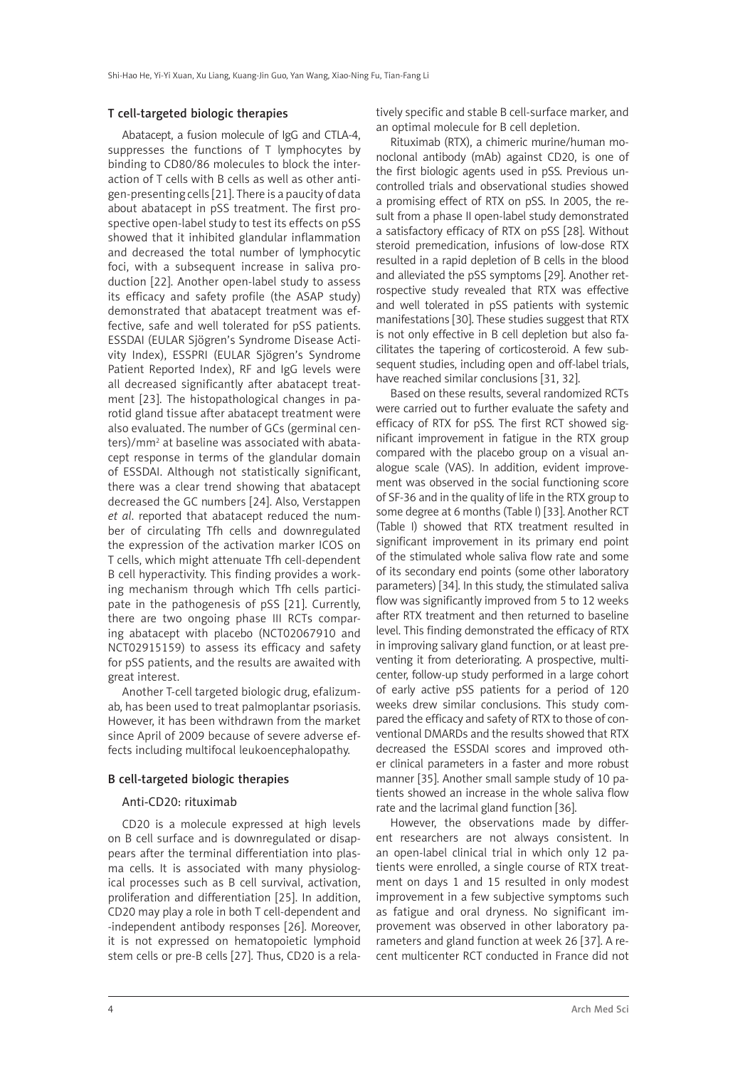## T cell-targeted biologic therapies

Abatacept, a fusion molecule of IgG and CTLA-4, suppresses the functions of T lymphocytes by binding to CD80/86 molecules to block the interaction of T cells with B cells as well as other antigen-presenting cells [21]. There is a paucity of data about abatacept in pSS treatment. The first prospective open-label study to test its effects on pSS showed that it inhibited glandular inflammation and decreased the total number of lymphocytic foci, with a subsequent increase in saliva production [22]. Another open-label study to assess its efficacy and safety profile (the ASAP study) demonstrated that abatacept treatment was effective, safe and well tolerated for pSS patients. ESSDAI (EULAR Sjögren's Syndrome Disease Activity Index), ESSPRI (EULAR Sjögren's Syndrome Patient Reported Index), RF and IgG levels were all decreased significantly after abatacept treatment [23]. The histopathological changes in parotid gland tissue after abatacept treatment were also evaluated. The number of GCs (germinal centers)/mm$^2$ at baseline was associated with abatacept response in terms of the glandular domain of ESSDAI. Although not statistically significant, there was a clear trend showing that abatacept decreased the GC numbers [24]. Also, Verstappen *et al*. reported that abatacept reduced the number of circulating Tfh cells and downregulated the expression of the activation marker ICOS on T cells, which might attenuate Tfh cell-dependent B cell hyperactivity. This finding provides a working mechanism through which Tfh cells participate in the pathogenesis of pSS [21]. Currently, there are two ongoing phase III RCTs comparing abatacept with placebo (NCT02067910 and NCT02915159) to assess its efficacy and safety for pSS patients, and the results are awaited with great interest.

Another T-cell targeted biologic drug, efalizumab, has been used to treat palmoplantar psoriasis. However, it has been withdrawn from the market since April of 2009 because of severe adverse effects including multifocal leukoencephalopathy.

## B cell-targeted biologic therapies

### Anti-CD20: rituximab

CD20 is a molecule expressed at high levels on B cell surface and is downregulated or disappears after the terminal differentiation into plasma cells. It is associated with many physiological processes such as B cell survival, activation, proliferation and differentiation [25]. In addition, CD20 may play a role in both T cell-dependent and -independent antibody responses [26]. Moreover, it is not expressed on hematopoietic lymphoid stem cells or pre-B cells [27]. Thus, CD20 is a relatively specific and stable B cell-surface marker, and an optimal molecule for B cell depletion.

Rituximab (RTX), a chimeric murine/human monoclonal antibody (mAb) against CD20, is one of the first biologic agents used in pSS. Previous uncontrolled trials and observational studies showed a promising effect of RTX on pSS. In 2005, the result from a phase II open-label study demonstrated a satisfactory efficacy of RTX on pSS [28]. Without steroid premedication, infusions of low-dose RTX resulted in a rapid depletion of B cells in the blood and alleviated the pSS symptoms [29]. Another retrospective study revealed that RTX was effective and well tolerated in pSS patients with systemic manifestations [30]. These studies suggest that RTX is not only effective in B cell depletion but also facilitates the tapering of corticosteroid. A few subsequent studies, including open and off-label trials, have reached similar conclusions [31, 32].

Based on these results, several randomized RCTs were carried out to further evaluate the safety and efficacy of RTX for pSS. The first RCT showed significant improvement in fatigue in the RTX group compared with the placebo group on a visual analogue scale (VAS). In addition, evident improvement was observed in the social functioning score of SF-36 and in the quality of life in the RTX group to some degree at 6 months (Table I) [33]. Another RCT (Table I) showed that RTX treatment resulted in significant improvement in its primary end point of the stimulated whole saliva flow rate and some of its secondary end points (some other laboratory parameters) [34]. In this study, the stimulated saliva flow was significantly improved from 5 to 12 weeks after RTX treatment and then returned to baseline level. This finding demonstrated the efficacy of RTX in improving salivary gland function, or at least preventing it from deteriorating. A prospective, multicenter, follow-up study performed in a large cohort of early active pSS patients for a period of 120 weeks drew similar conclusions. This study compared the efficacy and safety of RTX to those of conventional DMARDs and the results showed that RTX decreased the ESSDAI scores and improved other clinical parameters in a faster and more robust manner [35]. Another small sample study of 10 patients showed an increase in the whole saliva flow rate and the lacrimal gland function [36].

However, the observations made by different researchers are not always consistent. In an open-label clinical trial in which only 12 patients were enrolled, a single course of RTX treatment on days 1 and 15 resulted in only modest improvement in a few subjective symptoms such as fatigue and oral dryness. No significant improvement was observed in other laboratory parameters and gland function at week 26 [37]. A recent multicenter RCT conducted in France did not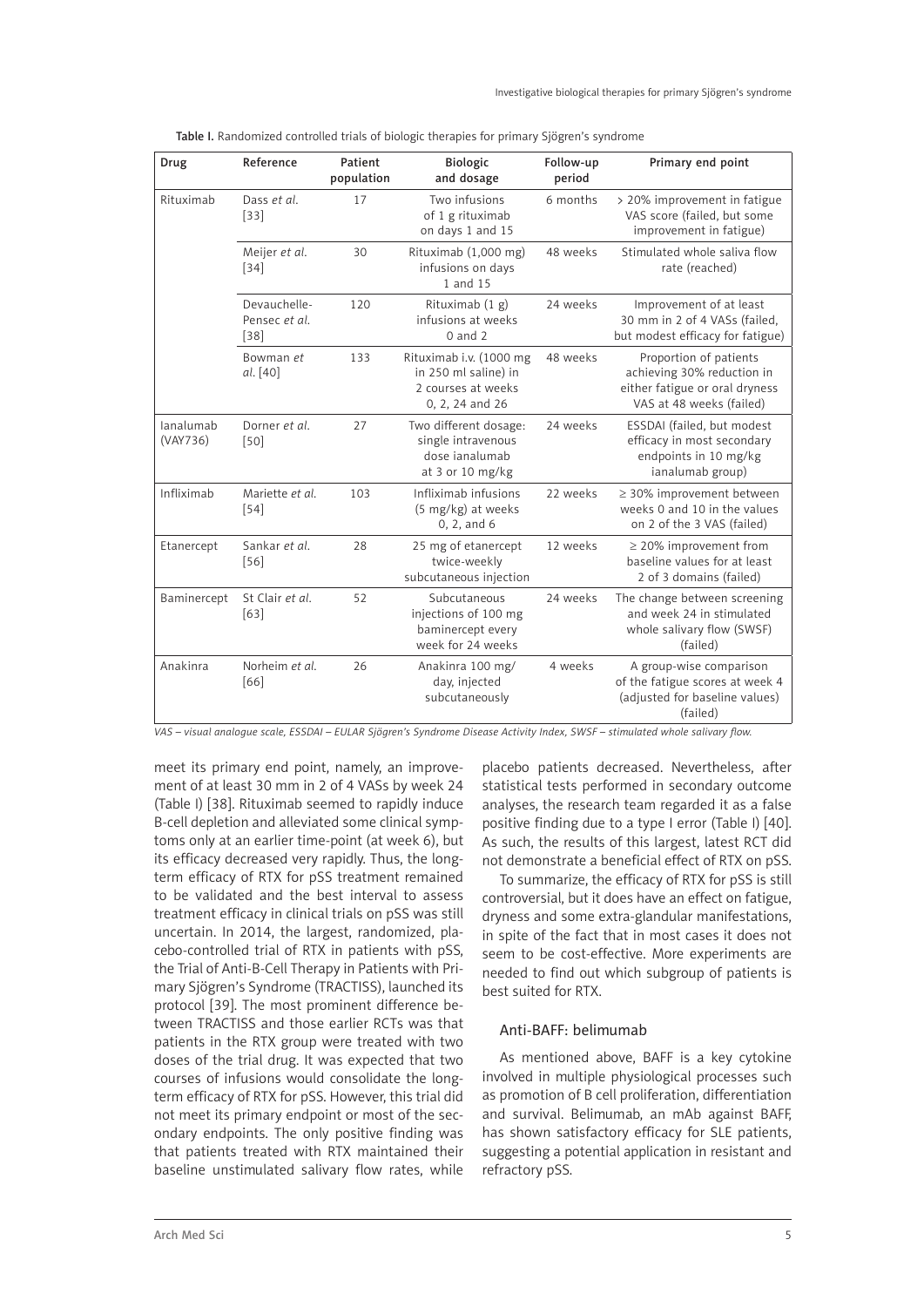Table I. Randomized controlled trials of biologic therapies for primary Sjögren's syndrome

| Drug | Reference | Patient population | Biologic and dosage | Follow-up period | Primary end point |
|---|---|---|---|---|---|
| Rituximab | Dass *et al.* [33] | 17 | Two infusions of 1 g rituximab on days 1 and 15 | 6 months | > 20% improvement in fatigue VAS score (failed, but some improvement in fatigue) |
| | Meijer *et al.* [34] | 30 | Rituximab (1,000 mg) infusions on days 1 and 15 | 48 weeks | Stimulated whole saliva flow rate (reached) |
| | Devauchelle-Pensec *et al.* [38] | 120 | Rituximab (1 g) infusions at weeks 0 and 2 | 24 weeks | Improvement of at least 30 mm in 2 of 4 VASs (failed, but modest efficacy for fatigue) |
| | Bowman *et al.* [40] | 133 | Rituximab i.v. (1000 mg in 250 ml saline) in 2 courses at weeks 0, 2, 24 and 26 | 48 weeks | Proportion of patients achieving 30% reduction in either fatigue or oral dryness VAS at 48 weeks (failed) |
| Ianalumab (VAY736) | Dorner *et al.* [50] | 27 | Two different dosage: single intravenous dose ianalumab at 3 or 10 mg/kg | 24 weeks | ESSDAI (failed, but modest efficacy in most secondary endpoints in 10 mg/kg ianalumab group) |
| Infliximab | Mariette *et al.* [54] | 103 | Infliximab infusions (5 mg/kg) at weeks 0, 2, and 6 | 22 weeks | ≥ 30% improvement between weeks 0 and 10 in the values on 2 of the 3 VAS (failed) |
| Etanercept | Sankar *et al.* [56] | 28 | 25 mg of etanercept twice-weekly subcutaneous injection | 12 weeks | ≥ 20% improvement from baseline values for at least 2 of 3 domains (failed) |
| Baminercept | St Clair *et al.* [63] | 52 | Subcutaneous injections of 100 mg baminercept every week for 24 weeks | 24 weeks | The change between screening and week 24 in stimulated whole salivary flow (SWSF) (failed) |
| Anakinra | Norheim *et al.* [66] | 26 | Anakinra 100 mg/day, injected subcutaneously | 4 weeks | A group-wise comparison of the fatigue scores at week 4 (adjusted for baseline values) (failed) |

*VAS – visual analogue scale, ESSDAI – EULAR Sjögren's Syndrome Disease Activity Index, SWSF – stimulated whole salivary flow.*

meet its primary end point, namely, an improvement of at least 30 mm in 2 of 4 VASs by week 24 (Table I) [38]. Rituximab seemed to rapidly induce B-cell depletion and alleviated some clinical symptoms only at an earlier time-point (at week 6), but its efficacy decreased very rapidly. Thus, the long-term efficacy of RTX for pSS treatment remained to be validated and the best interval to assess treatment efficacy in clinical trials on pSS was still uncertain. In 2014, the largest, randomized, placebo-controlled trial of RTX in patients with pSS, the Trial of Anti-B-Cell Therapy in Patients with Primary Sjögren's Syndrome (TRACTISS), launched its protocol [39]. The most prominent difference between TRACTISS and those earlier RCTs was that patients in the RTX group were treated with two doses of the trial drug. It was expected that two courses of infusions would consolidate the long-term efficacy of RTX for pSS. However, this trial did not meet its primary endpoint or most of the secondary endpoints. The only positive finding was that patients treated with RTX maintained their baseline unstimulated salivary flow rates, while placebo patients decreased. Nevertheless, after statistical tests performed in secondary outcome analyses, the research team regarded it as a false positive finding due to a type I error (Table I) [40]. As such, the results of this largest, latest RCT did not demonstrate a beneficial effect of RTX on pSS.

To summarize, the efficacy of RTX for pSS is still controversial, but it does have an effect on fatigue, dryness and some extra-glandular manifestations, in spite of the fact that in most cases it does not seem to be cost-effective. More experiments are needed to find out which subgroup of patients is best suited for RTX.

### Anti-BAFF: belimumab

As mentioned above, BAFF is a key cytokine involved in multiple physiological processes such as promotion of B cell proliferation, differentiation and survival. Belimumab, an mAb against BAFF, has shown satisfactory efficacy for SLE patients, suggesting a potential application in resistant and refractory pSS.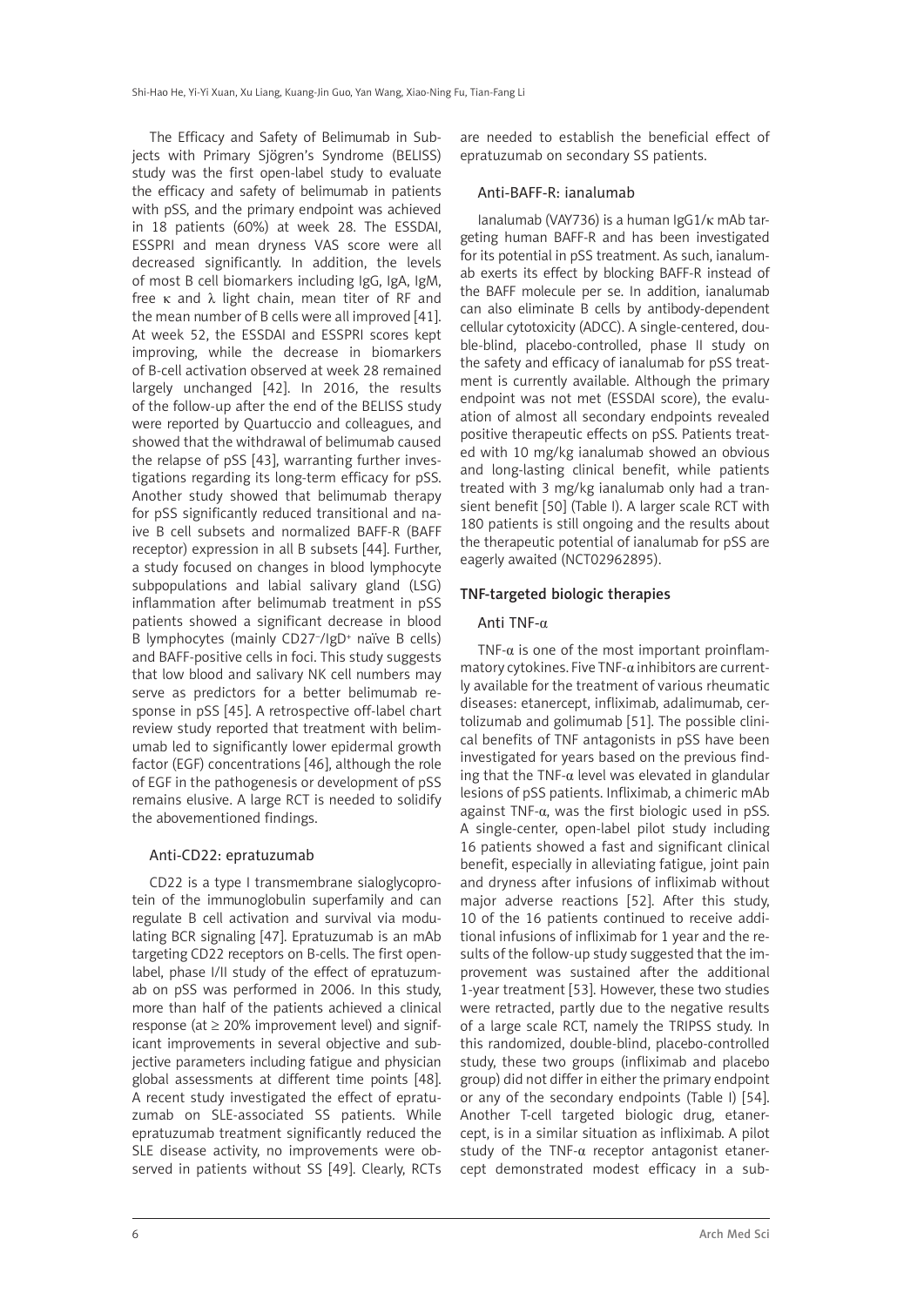The Efficacy and Safety of Belimumab in Subjects with Primary Sjögren's Syndrome (BELISS) study was the first open-label study to evaluate the efficacy and safety of belimumab in patients with pSS, and the primary endpoint was achieved in 18 patients (60%) at week 28. The ESSDAI, ESSPRI and mean dryness VAS score were all decreased significantly. In addition, the levels of most B cell biomarkers including IgG, IgA, IgM, free κ and λ light chain, mean titer of RF and the mean number of B cells were all improved [41]. At week 52, the ESSDAI and ESSPRI scores kept improving, while the decrease in biomarkers of B-cell activation observed at week 28 remained largely unchanged [42]. In 2016, the results of the follow-up after the end of the BELISS study were reported by Quartuccio and colleagues, and showed that the withdrawal of belimumab caused the relapse of pSS [43], warranting further investigations regarding its long-term efficacy for pSS. Another study showed that belimumab therapy for pSS significantly reduced transitional and naive B cell subsets and normalized BAFF-R (BAFF receptor) expression in all B subsets [44]. Further, a study focused on changes in blood lymphocyte subpopulations and labial salivary gland (LSG) inflammation after belimumab treatment in pSS patients showed a significant decrease in blood B lymphocytes (mainly CD27$^-$/IgD$^+$ naïve B cells) and BAFF-positive cells in foci. This study suggests that low blood and salivary NK cell numbers may serve as predictors for a better belimumab response in pSS [45]. A retrospective off-label chart review study reported that treatment with belimumab led to significantly lower epidermal growth factor (EGF) concentrations [46], although the role of EGF in the pathogenesis or development of pSS remains elusive. A large RCT is needed to solidify the abovementioned findings.

### Anti-CD22: epratuzumab

CD22 is a type I transmembrane sialoglycoprotein of the immunoglobulin superfamily and can regulate B cell activation and survival via modulating BCR signaling [47]. Epratuzumab is an mAb targeting CD22 receptors on B-cells. The first open-label, phase I/II study of the effect of epratuzumab on pSS was performed in 2006. In this study, more than half of the patients achieved a clinical response (at ≥ 20% improvement level) and significant improvements in several objective and subjective parameters including fatigue and physician global assessments at different time points [48]. A recent study investigated the effect of epratuzumab on SLE-associated SS patients. While epratuzumab treatment significantly reduced the SLE disease activity, no improvements were observed in patients without SS [49]. Clearly, RCTs are needed to establish the beneficial effect of epratuzumab on secondary SS patients.

### Anti-BAFF-R: ianalumab

Ianalumab (VAY736) is a human IgG1/κ mAb targeting human BAFF-R and has been investigated for its potential in pSS treatment. As such, ianalumab exerts its effect by blocking BAFF-R instead of the BAFF molecule per se. In addition, ianalumab can also eliminate B cells by antibody-dependent cellular cytotoxicity (ADCC). A single-centered, double-blind, placebo-controlled, phase II study on the safety and efficacy of ianalumab for pSS treatment is currently available. Although the primary endpoint was not met (ESSDAI score), the evaluation of almost all secondary endpoints revealed positive therapeutic effects on pSS. Patients treated with 10 mg/kg ianalumab showed an obvious and long-lasting clinical benefit, while patients treated with 3 mg/kg ianalumab only had a transient benefit [50] (Table I). A larger scale RCT with 180 patients is still ongoing and the results about the therapeutic potential of ianalumab for pSS are eagerly awaited (NCT02962895).

## TNF-targeted biologic therapies

### Anti TNF-α

TNF-α is one of the most important proinflammatory cytokines. Five TNF-α inhibitors are currently available for the treatment of various rheumatic diseases: etanercept, infliximab, adalimumab, certolizumab and golimumab [51]. The possible clinical benefits of TNF antagonists in pSS have been investigated for years based on the previous finding that the TNF-α level was elevated in glandular lesions of pSS patients. Infliximab, a chimeric mAb against TNF-α, was the first biologic used in pSS. A single-center, open-label pilot study including 16 patients showed a fast and significant clinical benefit, especially in alleviating fatigue, joint pain and dryness after infusions of infliximab without major adverse reactions [52]. After this study, 10 of the 16 patients continued to receive additional infusions of infliximab for 1 year and the results of the follow-up study suggested that the improvement was sustained after the additional 1-year treatment [53]. However, these two studies were retracted, partly due to the negative results of a large scale RCT, namely the TRIPSS study. In this randomized, double-blind, placebo-controlled study, these two groups (infliximab and placebo group) did not differ in either the primary endpoint or any of the secondary endpoints (Table I) [54]. Another T-cell targeted biologic drug, etanercept, is in a similar situation as infliximab. A pilot study of the TNF-α receptor antagonist etanercept demonstrated modest efficacy in a sub-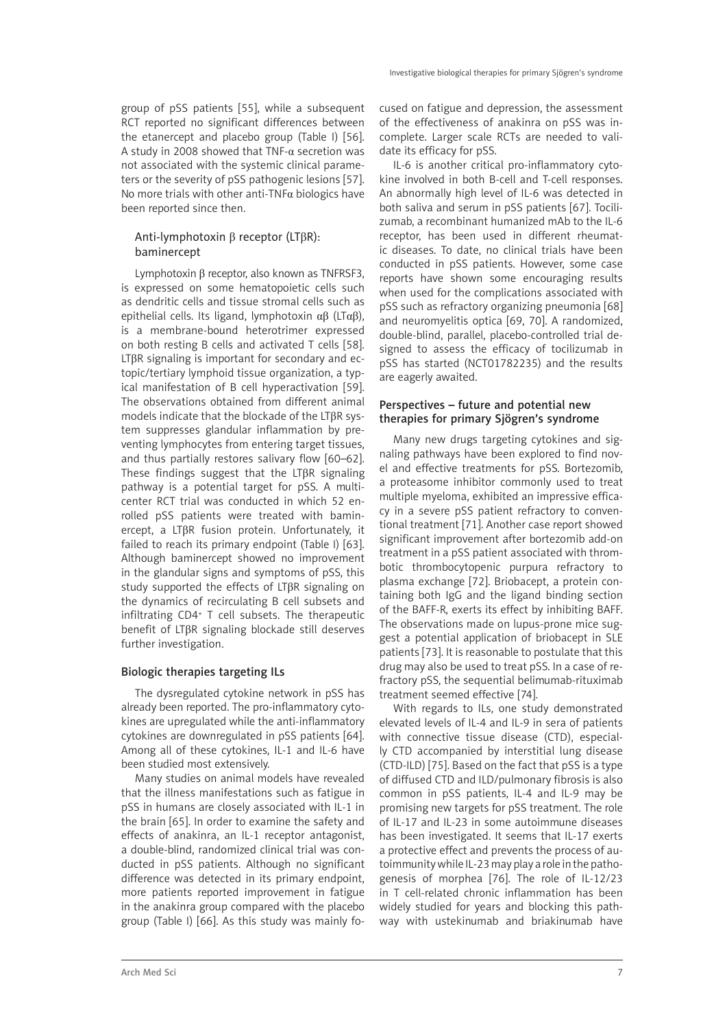group of pSS patients [55], while a subsequent RCT reported no significant differences between the etanercept and placebo group (Table I) [56]. A study in 2008 showed that TNF-α secretion was not associated with the systemic clinical parameters or the severity of pSS pathogenic lesions [57]. No more trials with other anti-TNFα biologics have been reported since then.

### Anti-lymphotoxin β receptor (LTβR): baminercept

Lymphotoxin β receptor, also known as TNFRSF3, is expressed on some hematopoietic cells such as dendritic cells and tissue stromal cells such as epithelial cells. Its ligand, lymphotoxin αβ (LTαβ), is a membrane-bound heterotrimer expressed on both resting B cells and activated T cells [58]. LTβR signaling is important for secondary and ectopic/tertiary lymphoid tissue organization, a typical manifestation of B cell hyperactivation [59]. The observations obtained from different animal models indicate that the blockade of the LTβR system suppresses glandular inflammation by preventing lymphocytes from entering target tissues, and thus partially restores salivary flow [60–62]. These findings suggest that the LTβR signaling pathway is a potential target for pSS. A multicenter RCT trial was conducted in which 52 enrolled pSS patients were treated with baminercept, a LTβR fusion protein. Unfortunately, it failed to reach its primary endpoint (Table I) [63]. Although baminercept showed no improvement in the glandular signs and symptoms of pSS, this study supported the effects of LTβR signaling on the dynamics of recirculating B cell subsets and infiltrating $CD4^+$ T cell subsets. The therapeutic benefit of LTβR signaling blockade still deserves further investigation.

## Biologic therapies targeting ILs

The dysregulated cytokine network in pSS has already been reported. The pro-inflammatory cytokines are upregulated while the anti-inflammatory cytokines are downregulated in pSS patients [64]. Among all of these cytokines, IL-1 and IL-6 have been studied most extensively.

Many studies on animal models have revealed that the illness manifestations such as fatigue in pSS in humans are closely associated with IL-1 in the brain [65]. In order to examine the safety and effects of anakinra, an IL-1 receptor antagonist, a double-blind, randomized clinical trial was conducted in pSS patients. Although no significant difference was detected in its primary endpoint, more patients reported improvement in fatigue in the anakinra group compared with the placebo group (Table I) [66]. As this study was mainly focused on fatigue and depression, the assessment of the effectiveness of anakinra on pSS was incomplete. Larger scale RCTs are needed to validate its efficacy for pSS.

IL-6 is another critical pro-inflammatory cytokine involved in both B-cell and T-cell responses. An abnormally high level of IL-6 was detected in both saliva and serum in pSS patients [67]. Tocilizumab, a recombinant humanized mAb to the IL-6 receptor, has been used in different rheumatic diseases. To date, no clinical trials have been conducted in pSS patients. However, some case reports have shown some encouraging results when used for the complications associated with pSS such as refractory organizing pneumonia [68] and neuromyelitis optica [69, 70]. A randomized, double-blind, parallel, placebo-controlled trial designed to assess the efficacy of tocilizumab in pSS has started (NCT01782235) and the results are eagerly awaited.

## Perspectives – future and potential new therapies for primary Sjögren's syndrome

Many new drugs targeting cytokines and signaling pathways have been explored to find novel and effective treatments for pSS. Bortezomib, a proteasome inhibitor commonly used to treat multiple myeloma, exhibited an impressive efficacy in a severe pSS patient refractory to conventional treatment [71]. Another case report showed significant improvement after bortezomib add-on treatment in a pSS patient associated with thrombotic thrombocytopenic purpura refractory to plasma exchange [72]. Briobacept, a protein containing both IgG and the ligand binding section of the BAFF-R, exerts its effect by inhibiting BAFF. The observations made on lupus-prone mice suggest a potential application of briobacept in SLE patients [73]. It is reasonable to postulate that this drug may also be used to treat pSS. In a case of refractory pSS, the sequential belimumab-rituximab treatment seemed effective [74].

With regards to ILs, one study demonstrated elevated levels of IL-4 and IL-9 in sera of patients with connective tissue disease (CTD), especially CTD accompanied by interstitial lung disease (CTD-ILD) [75]. Based on the fact that pSS is a type of diffused CTD and ILD/pulmonary fibrosis is also common in pSS patients, IL-4 and IL-9 may be promising new targets for pSS treatment. The role of IL-17 and IL-23 in some autoimmune diseases has been investigated. It seems that IL-17 exerts a protective effect and prevents the process of autoimmunity while IL-23 may play a role in the pathogenesis of morphea [76]. The role of IL-12/23 in T cell-related chronic inflammation has been widely studied for years and blocking this pathway with ustekinumab and briakinumab have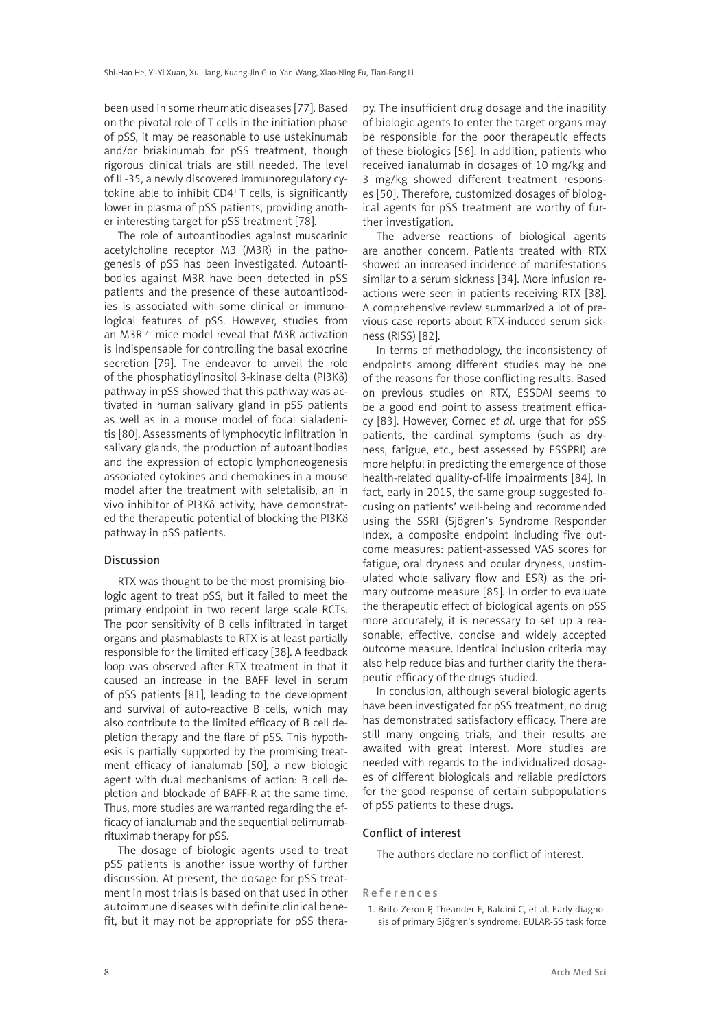been used in some rheumatic diseases [77]. Based on the pivotal role of T cells in the initiation phase of pSS, it may be reasonable to use ustekinumab and/or briakinumab for pSS treatment, though rigorous clinical trials are still needed. The level of IL-35, a newly discovered immunoregulatory cytokine able to inhibit $CD4^+$ T cells, is significantly lower in plasma of pSS patients, providing another interesting target for pSS treatment [78].

The role of autoantibodies against muscarinic acetylcholine receptor M3 (M3R) in the pathogenesis of pSS has been investigated. Autoantibodies against M3R have been detected in pSS patients and the presence of these autoantibodies is associated with some clinical or immunological features of pSS. However, studies from an $M3R^{-/-}$ mice model reveal that M3R activation is indispensable for controlling the basal exocrine secretion [79]. The endeavor to unveil the role of the phosphatidylinositol 3-kinase delta (PI3Kδ) pathway in pSS showed that this pathway was activated in human salivary gland in pSS patients as well as in a mouse model of focal sialadenitis [80]. Assessments of lymphocytic infiltration in salivary glands, the production of autoantibodies and the expression of ectopic lymphoneogenesis associated cytokines and chemokines in a mouse model after the treatment with seletalisib, an in vivo inhibitor of PI3Kδ activity, have demonstrated the therapeutic potential of blocking the PI3Kδ pathway in pSS patients.

## Discussion

RTX was thought to be the most promising biologic agent to treat pSS, but it failed to meet the primary endpoint in two recent large scale RCTs. The poor sensitivity of B cells infiltrated in target organs and plasmablasts to RTX is at least partially responsible for the limited efficacy [38]. A feedback loop was observed after RTX treatment in that it caused an increase in the BAFF level in serum of pSS patients [81], leading to the development and survival of auto-reactive B cells, which may also contribute to the limited efficacy of B cell depletion therapy and the flare of pSS. This hypothesis is partially supported by the promising treatment efficacy of ianalumab [50], a new biologic agent with dual mechanisms of action: B cell depletion and blockade of BAFF-R at the same time. Thus, more studies are warranted regarding the efficacy of ianalumab and the sequential belimumab-rituximab therapy for pSS.

The dosage of biologic agents used to treat pSS patients is another issue worthy of further discussion. At present, the dosage for pSS treatment in most trials is based on that used in other autoimmune diseases with definite clinical benefit, but it may not be appropriate for pSS therapy. The insufficient drug dosage and the inability of biologic agents to enter the target organs may be responsible for the poor therapeutic effects of these biologics [56]. In addition, patients who received ianalumab in dosages of 10 mg/kg and 3 mg/kg showed different treatment responses [50]. Therefore, customized dosages of biological agents for pSS treatment are worthy of further investigation.

The adverse reactions of biological agents are another concern. Patients treated with RTX showed an increased incidence of manifestations similar to a serum sickness [34]. More infusion reactions were seen in patients receiving RTX [38]. A comprehensive review summarized a lot of previous case reports about RTX-induced serum sickness (RISS) [82].

In terms of methodology, the inconsistency of endpoints among different studies may be one of the reasons for those conflicting results. Based on previous studies on RTX, ESSDAI seems to be a good end point to assess treatment efficacy [83]. However, Cornec *et al*. urge that for pSS patients, the cardinal symptoms (such as dryness, fatigue, etc., best assessed by ESSPRI) are more helpful in predicting the emergence of those health-related quality-of-life impairments [84]. In fact, early in 2015, the same group suggested focusing on patients' well-being and recommended using the SSRI (Sjögren's Syndrome Responder Index, a composite endpoint including five outcome measures: patient-assessed VAS scores for fatigue, oral dryness and ocular dryness, unstimulated whole salivary flow and ESR) as the primary outcome measure [85]. In order to evaluate the therapeutic effect of biological agents on pSS more accurately, it is necessary to set up a reasonable, effective, concise and widely accepted outcome measure. Identical inclusion criteria may also help reduce bias and further clarify the therapeutic efficacy of the drugs studied.

In conclusion, although several biologic agents have been investigated for pSS treatment, no drug has demonstrated satisfactory efficacy. There are still many ongoing trials, and their results are awaited with great interest. More studies are needed with regards to the individualized dosages of different biologicals and reliable predictors for the good response of certain subpopulations of pSS patients to these drugs.

## Conflict of interest

The authors declare no conflict of interest.

## References

1. Brito-Zeron P, Theander E, Baldini C, et al. Early diagnosis of primary Sjögren's syndrome: EULAR-SS task force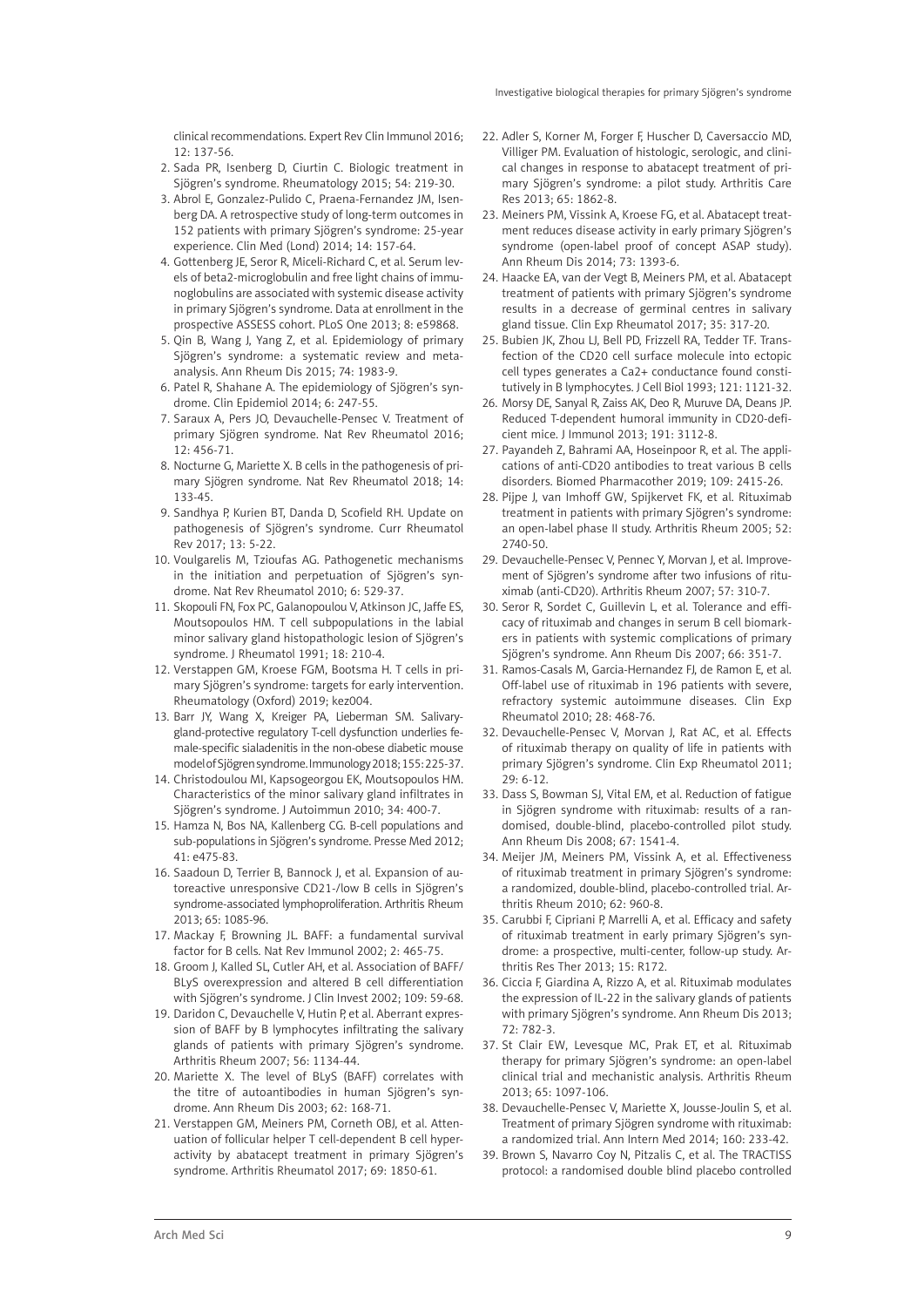clinical recommendations. Expert Rev Clin Immunol 2016; 12: 137-56.

2. Sada PR, Isenberg D, Ciurtin C. Biologic treatment in Sjögren's syndrome. Rheumatology 2015; 54: 219-30.
3. Abrol E, Gonzalez-Pulido C, Praena-Fernandez JM, Isenberg DA. A retrospective study of long-term outcomes in 152 patients with primary Sjögren's syndrome: 25-year experience. Clin Med (Lond) 2014; 14: 157-64.
4. Gottenberg JE, Seror R, Miceli-Richard C, et al. Serum levels of beta2-microglobulin and free light chains of immunoglobulins are associated with systemic disease activity in primary Sjögren's syndrome. Data at enrollment in the prospective ASSESS cohort. PLoS One 2013; 8: e59868.
5. Qin B, Wang J, Yang Z, et al. Epidemiology of primary Sjögren's syndrome: a systematic review and meta-analysis. Ann Rheum Dis 2015; 74: 1983-9.
6. Patel R, Shahane A. The epidemiology of Sjögren's syndrome. Clin Epidemiol 2014; 6: 247-55.
7. Saraux A, Pers JO, Devauchelle-Pensec V. Treatment of primary Sjögren syndrome. Nat Rev Rheumatol 2016; 12: 456-71.
8. Nocturne G, Mariette X. B cells in the pathogenesis of primary Sjögren syndrome. Nat Rev Rheumatol 2018; 14: 133-45.
9. Sandhya P, Kurien BT, Danda D, Scofield RH. Update on pathogenesis of Sjögren's syndrome. Curr Rheumatol Rev 2017; 13: 5-22.
10. Voulgarelis M, Tzioufas AG. Pathogenetic mechanisms in the initiation and perpetuation of Sjögren's syndrome. Nat Rev Rheumatol 2010; 6: 529-37.
11. Skopouli FN, Fox PC, Galanopoulou V, Atkinson JC, Jaffe ES, Moutsopoulos HM. T cell subpopulations in the labial minor salivary gland histopathologic lesion of Sjögren's syndrome. J Rheumatol 1991; 18: 210-4.
12. Verstappen GM, Kroese FGM, Bootsma H. T cells in primary Sjögren's syndrome: targets for early intervention. Rheumatology (Oxford) 2019; kez004.
13. Barr JY, Wang X, Kreiger PA, Lieberman SM. Salivary-gland-protective regulatory T-cell dysfunction underlies female-specific sialadenitis in the non-obese diabetic mouse model of Sjögren syndrome. Immunology 2018; 155: 225-37.
14. Christodoulou MI, Kapsogeorgou EK, Moutsopoulos HM. Characteristics of the minor salivary gland infiltrates in Sjögren's syndrome. J Autoimmun 2010; 34: 400-7.
15. Hamza N, Bos NA, Kallenberg CG. B-cell populations and sub-populations in Sjögren's syndrome. Presse Med 2012; 41: e475-83.
16. Saadoun D, Terrier B, Bannock J, et al. Expansion of autoreactive unresponsive CD21-/low B cells in Sjögren's syndrome-associated lymphoproliferation. Arthritis Rheum 2013; 65: 1085-96.
17. Mackay F, Browning JL. BAFF: a fundamental survival factor for B cells. Nat Rev Immunol 2002; 2: 465-75.
18. Groom J, Kalled SL, Cutler AH, et al. Association of BAFF/BLyS overexpression and altered B cell differentiation with Sjögren's syndrome. J Clin Invest 2002; 109: 59-68.
19. Daridon C, Devauchelle V, Hutin P, et al. Aberrant expression of BAFF by B lymphocytes infiltrating the salivary glands of patients with primary Sjögren's syndrome. Arthritis Rheum 2007; 56: 1134-44.
20. Mariette X. The level of BLyS (BAFF) correlates with the titre of autoantibodies in human Sjögren's syndrome. Ann Rheum Dis 2003; 62: 168-71.
21. Verstappen GM, Meiners PM, Corneth OBJ, et al. Attenuation of follicular helper T cell-dependent B cell hyperactivity by abatacept treatment in primary Sjögren's syndrome. Arthritis Rheumatol 2017; 69: 1850-61.
22. Adler S, Korner M, Forger F, Huscher D, Caversaccio MD, Villiger PM. Evaluation of histologic, serologic, and clinical changes in response to abatacept treatment of primary Sjögren's syndrome: a pilot study. Arthritis Care Res 2013; 65: 1862-8.
23. Meiners PM, Vissink A, Kroese FG, et al. Abatacept treatment reduces disease activity in early primary Sjögren's syndrome (open-label proof of concept ASAP study). Ann Rheum Dis 2014; 73: 1393-6.
24. Haacke EA, van der Vegt B, Meiners PM, et al. Abatacept treatment of patients with primary Sjögren's syndrome results in a decrease of germinal centres in salivary gland tissue. Clin Exp Rheumatol 2017; 35: 317-20.
25. Bubien JK, Zhou LJ, Bell PD, Frizzell RA, Tedder TF. Transfection of the CD20 cell surface molecule into ectopic cell types generates a Ca2+ conductance found constitutively in B lymphocytes. J Cell Biol 1993; 121: 1121-32.
26. Morsy DE, Sanyal R, Zaiss AK, Deo R, Muruve DA, Deans JP. Reduced T-dependent humoral immunity in CD20-deficient mice. J Immunol 2013; 191: 3112-8.
27. Payandeh Z, Bahrami AA, Hoseinpoor R, et al. The applications of anti-CD20 antibodies to treat various B cells disorders. Biomed Pharmacother 2019; 109: 2415-26.
28. Pijpe J, van Imhoff GW, Spijkervet FK, et al. Rituximab treatment in patients with primary Sjögren's syndrome: an open-label phase II study. Arthritis Rheum 2005; 52: 2740-50.
29. Devauchelle-Pensec V, Pennec Y, Morvan J, et al. Improvement of Sjögren's syndrome after two infusions of rituximab (anti-CD20). Arthritis Rheum 2007; 57: 310-7.
30. Seror R, Sordet C, Guillevin L, et al. Tolerance and efficacy of rituximab and changes in serum B cell biomarkers in patients with systemic complications of primary Sjögren's syndrome. Ann Rheum Dis 2007; 66: 351-7.
31. Ramos-Casals M, Garcia-Hernandez FJ, de Ramon E, et al. Off-label use of rituximab in 196 patients with severe, refractory systemic autoimmune diseases. Clin Exp Rheumatol 2010; 28: 468-76.
32. Devauchelle-Pensec V, Morvan J, Rat AC, et al. Effects of rituximab therapy on quality of life in patients with primary Sjögren's syndrome. Clin Exp Rheumatol 2011; 29: 6-12.
33. Dass S, Bowman SJ, Vital EM, et al. Reduction of fatigue in Sjögren syndrome with rituximab: results of a randomised, double-blind, placebo-controlled pilot study. Ann Rheum Dis 2008; 67: 1541-4.
34. Meijer JM, Meiners PM, Vissink A, et al. Effectiveness of rituximab treatment in primary Sjögren's syndrome: a randomized, double-blind, placebo-controlled trial. Arthritis Rheum 2010; 62: 960-8.
35. Carubbi F, Cipriani P, Marrelli A, et al. Efficacy and safety of rituximab treatment in early primary Sjögren's syndrome: a prospective, multi-center, follow-up study. Arthritis Res Ther 2013; 15: R172.
36. Ciccia F, Giardina A, Rizzo A, et al. Rituximab modulates the expression of IL-22 in the salivary glands of patients with primary Sjögren's syndrome. Ann Rheum Dis 2013; 72: 782-3.
37. St Clair EW, Levesque MC, Prak ET, et al. Rituximab therapy for primary Sjögren's syndrome: an open-label clinical trial and mechanistic analysis. Arthritis Rheum 2013; 65: 1097-106.
38. Devauchelle-Pensec V, Mariette X, Jousse-Joulin S, et al. Treatment of primary Sjögren syndrome with rituximab: a randomized trial. Ann Intern Med 2014; 160: 233-42.
39. Brown S, Navarro Coy N, Pitzalis C, et al. The TRACTISS protocol: a randomised double blind placebo controlled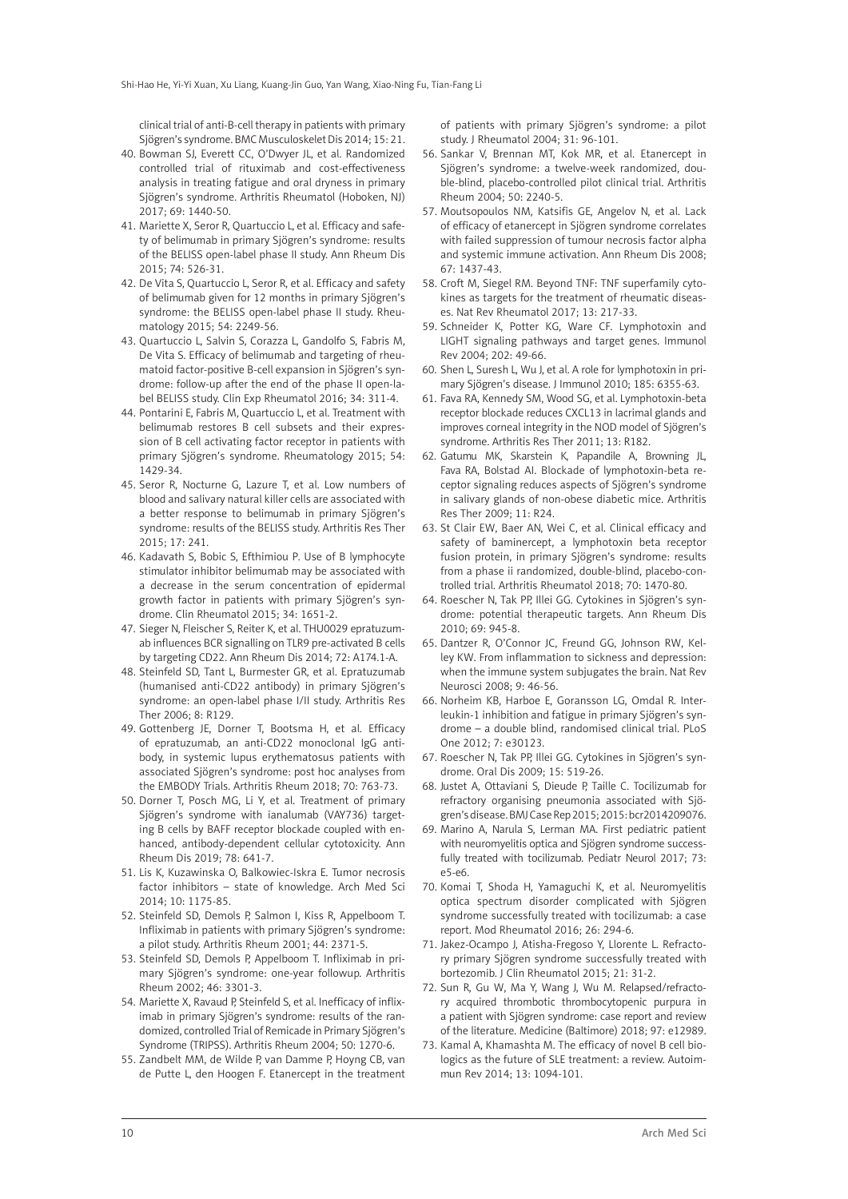clinical trial of anti-B-cell therapy in patients with primary Sjögren's syndrome. BMC Musculoskelet Dis 2014; 15: 21.

40. Bowman SJ, Everett CC, O'Dwyer JL, et al. Randomized controlled trial of rituximab and cost-effectiveness analysis in treating fatigue and oral dryness in primary Sjögren's syndrome. Arthritis Rheumatol (Hoboken, NJ) 2017; 69: 1440-50.
41. Mariette X, Seror R, Quartuccio L, et al. Efficacy and safety of belimumab in primary Sjögren's syndrome: results of the BELISS open-label phase II study. Ann Rheum Dis 2015; 74: 526-31.
42. De Vita S, Quartuccio L, Seror R, et al. Efficacy and safety of belimumab given for 12 months in primary Sjögren's syndrome: the BELISS open-label phase II study. Rheumatology 2015; 54: 2249-56.
43. Quartuccio L, Salvin S, Corazza L, Gandolfo S, Fabris M, De Vita S. Efficacy of belimumab and targeting of rheumatoid factor-positive B-cell expansion in Sjögren's syndrome: follow-up after the end of the phase II open-label BELISS study. Clin Exp Rheumatol 2016; 34: 311-4.
44. Pontarini E, Fabris M, Quartuccio L, et al. Treatment with belimumab restores B cell subsets and their expression of B cell activating factor receptor in patients with primary Sjögren's syndrome. Rheumatology 2015; 54: 1429-34.
45. Seror R, Nocturne G, Lazure T, et al. Low numbers of blood and salivary natural killer cells are associated with a better response to belimumab in primary Sjögren's syndrome: results of the BELISS study. Arthritis Res Ther 2015; 17: 241.
46. Kadavath S, Bobic S, Efthimiou P. Use of B lymphocyte stimulator inhibitor belimumab may be associated with a decrease in the serum concentration of epidermal growth factor in patients with primary Sjögren's syndrome. Clin Rheumatol 2015; 34: 1651-2.
47. Sieger N, Fleischer S, Reiter K, et al. THU0029 epratuzumab influences BCR signalling on TLR9 pre-activated B cells by targeting CD22. Ann Rheum Dis 2014; 72: A174.1-A.
48. Steinfeld SD, Tant L, Burmester GR, et al. Epratuzumab (humanised anti-CD22 antibody) in primary Sjögren's syndrome: an open-label phase I/II study. Arthritis Res Ther 2006; 8: R129.
49. Gottenberg JE, Dorner T, Bootsma H, et al. Efficacy of epratuzumab, an anti-CD22 monoclonal IgG antibody, in systemic lupus erythematosus patients with associated Sjögren's syndrome: post hoc analyses from the EMBODY Trials. Arthritis Rheum 2018; 70: 763-73.
50. Dorner T, Posch MG, Li Y, et al. Treatment of primary Sjögren's syndrome with ianalumab (VAY736) targeting B cells by BAFF receptor blockade coupled with enhanced, antibody-dependent cellular cytotoxicity. Ann Rheum Dis 2019; 78: 641-7.
51. Lis K, Kuzawinska O, Balkowiec-Iskra E. Tumor necrosis factor inhibitors – state of knowledge. Arch Med Sci 2014; 10: 1175-85.
52. Steinfeld SD, Demols P, Salmon I, Kiss R, Appelboom T. Infliximab in patients with primary Sjögren's syndrome: a pilot study. Arthritis Rheum 2001; 44: 2371-5.
53. Steinfeld SD, Demols P, Appelboom T. Infliximab in primary Sjögren's syndrome: one-year followup. Arthritis Rheum 2002; 46: 3301-3.
54. Mariette X, Ravaud P, Steinfeld S, et al. Inefficacy of infliximab in primary Sjögren's syndrome: results of the randomized, controlled Trial of Remicade in Primary Sjögren's Syndrome (TRIPSS). Arthritis Rheum 2004; 50: 1270-6.
55. Zandbelt MM, de Wilde P, van Damme P, Hoyng CB, van de Putte L, den Hoogen F. Etanercept in the treatment of patients with primary Sjögren's syndrome: a pilot study. J Rheumatol 2004; 31: 96-101.
56. Sankar V, Brennan MT, Kok MR, et al. Etanercept in Sjögren's syndrome: a twelve-week randomized, double-blind, placebo-controlled pilot clinical trial. Arthritis Rheum 2004; 50: 2240-5.
57. Moutsopoulos NM, Katsifis GE, Angelov N, et al. Lack of efficacy of etanercept in Sjögren syndrome correlates with failed suppression of tumour necrosis factor alpha and systemic immune activation. Ann Rheum Dis 2008; 67: 1437-43.
58. Croft M, Siegel RM. Beyond TNF: TNF superfamily cytokines as targets for the treatment of rheumatic diseases. Nat Rev Rheumatol 2017; 13: 217-33.
59. Schneider K, Potter KG, Ware CF. Lymphotoxin and LIGHT signaling pathways and target genes. Immunol Rev 2004; 202: 49-66.
60. Shen L, Suresh L, Wu J, et al. A role for lymphotoxin in primary Sjögren's disease. J Immunol 2010; 185: 6355-63.
61. Fava RA, Kennedy SM, Wood SG, et al. Lymphotoxin-beta receptor blockade reduces CXCL13 in lacrimal glands and improves corneal integrity in the NOD model of Sjögren's syndrome. Arthritis Res Ther 2011; 13: R182.
62. Gatumu MK, Skarstein K, Papandile A, Browning JL, Fava RA, Bolstad AI. Blockade of lymphotoxin-beta receptor signaling reduces aspects of Sjögren's syndrome in salivary glands of non-obese diabetic mice. Arthritis Res Ther 2009; 11: R24.
63. St Clair EW, Baer AN, Wei C, et al. Clinical efficacy and safety of baminercept, a lymphotoxin beta receptor fusion protein, in primary Sjögren's syndrome: results from a phase ii randomized, double-blind, placebo-controlled trial. Arthritis Rheumatol 2018; 70: 1470-80.
64. Roescher N, Tak PP, Illei GG. Cytokines in Sjögren's syndrome: potential therapeutic targets. Ann Rheum Dis 2010; 69: 945-8.
65. Dantzer R, O'Connor JC, Freund GG, Johnson RW, Kelley KW. From inflammation to sickness and depression: when the immune system subjugates the brain. Nat Rev Neurosci 2008; 9: 46-56.
66. Norheim KB, Harboe E, Goransson LG, Omdal R. Interleukin-1 inhibition and fatigue in primary Sjögren's syndrome – a double blind, randomised clinical trial. PLoS One 2012; 7: e30123.
67. Roescher N, Tak PP, Illei GG. Cytokines in Sjögren's syndrome. Oral Dis 2009; 15: 519-26.
68. Justet A, Ottaviani S, Dieude P, Taille C. Tocilizumab for refractory organising pneumonia associated with Sjögren's disease. BMJ Case Rep 2015; 2015: bcr2014209076.
69. Marino A, Narula S, Lerman MA. First pediatric patient with neuromyelitis optica and Sjögren syndrome successfully treated with tocilizumab. Pediatr Neurol 2017; 73: e5-e6.
70. Komai T, Shoda H, Yamaguchi K, et al. Neuromyelitis optica spectrum disorder complicated with Sjögren syndrome successfully treated with tocilizumab: a case report. Mod Rheumatol 2016; 26: 294-6.
71. Jakez-Ocampo J, Atisha-Fregoso Y, Llorente L. Refractory primary Sjögren syndrome successfully treated with bortezomib. J Clin Rheumatol 2015; 21: 31-2.
72. Sun R, Gu W, Ma Y, Wang J, Wu M. Relapsed/refractory acquired thrombotic thrombocytopenic purpura in a patient with Sjögren syndrome: case report and review of the literature. Medicine (Baltimore) 2018; 97: e12989.
73. Kamal A, Khamashta M. The efficacy of novel B cell biologics as the future of SLE treatment: a review. Autoimmun Rev 2014; 13: 1094-101.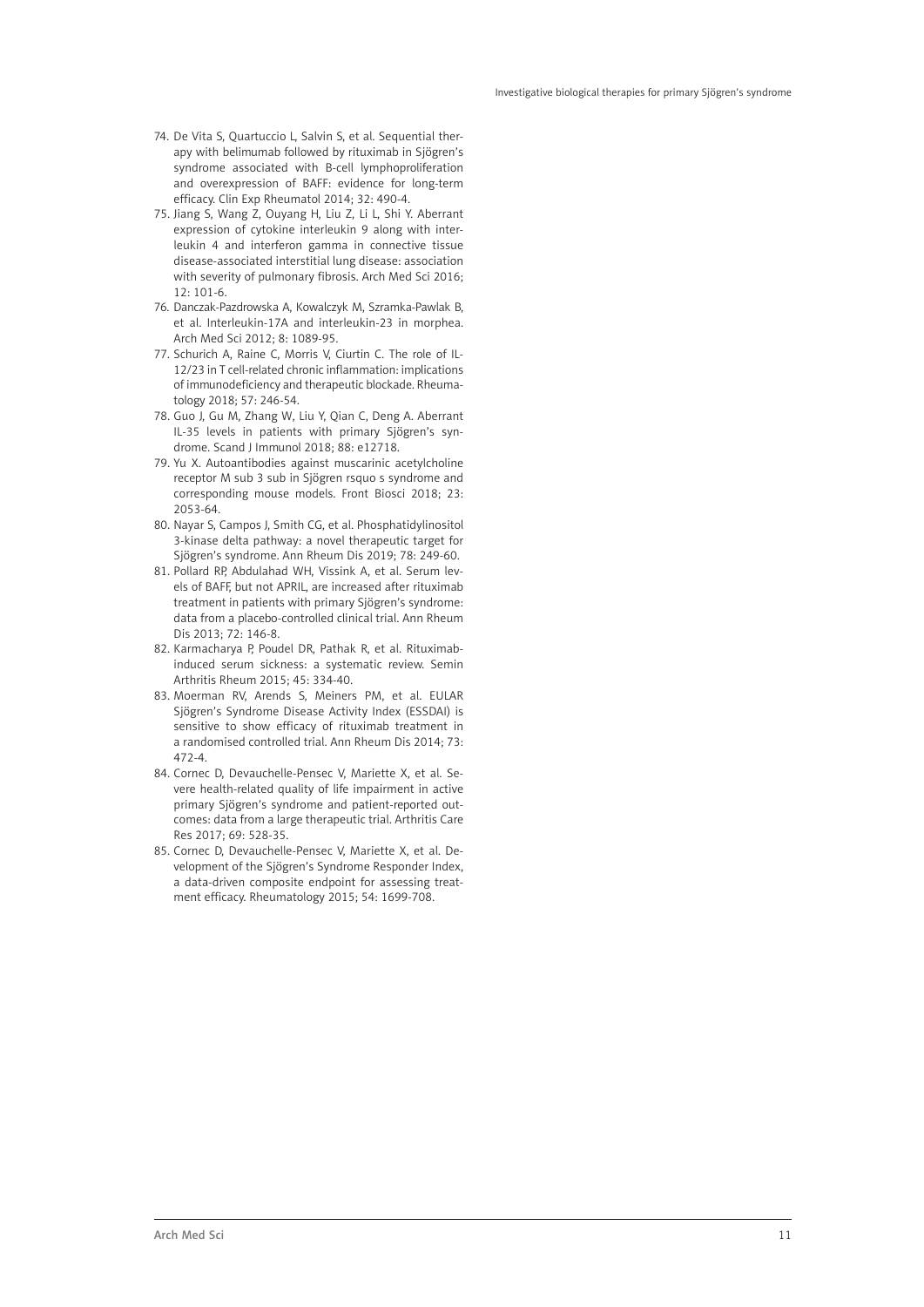74. De Vita S, Quartuccio L, Salvin S, et al. Sequential therapy with belimumab followed by rituximab in Sjögren's syndrome associated with B-cell lymphoproliferation and overexpression of BAFF: evidence for long-term efficacy. Clin Exp Rheumatol 2014; 32: 490-4.
75. Jiang S, Wang Z, Ouyang H, Liu Z, Li L, Shi Y. Aberrant expression of cytokine interleukin 9 along with interleukin 4 and interferon gamma in connective tissue disease-associated interstitial lung disease: association with severity of pulmonary fibrosis. Arch Med Sci 2016; 12: 101-6.
76. Danczak-Pazdrowska A, Kowalczyk M, Szramka-Pawlak B, et al. Interleukin-17A and interleukin-23 in morphea. Arch Med Sci 2012; 8: 1089-95.
77. Schurich A, Raine C, Morris V, Ciurtin C. The role of IL-12/23 in T cell-related chronic inflammation: implications of immunodeficiency and therapeutic blockade. Rheumatology 2018; 57: 246-54.
78. Guo J, Gu M, Zhang W, Liu Y, Qian C, Deng A. Aberrant IL-35 levels in patients with primary Sjögren's syndrome. Scand J Immunol 2018; 88: e12718.
79. Yu X. Autoantibodies against muscarinic acetylcholine receptor M sub 3 sub in Sjögren rsquo s syndrome and corresponding mouse models. Front Biosci 2018; 23: 2053-64.
80. Nayar S, Campos J, Smith CG, et al. Phosphatidylinositol 3-kinase delta pathway: a novel therapeutic target for Sjögren's syndrome. Ann Rheum Dis 2019; 78: 249-60.
81. Pollard RP, Abdulahad WH, Vissink A, et al. Serum levels of BAFF, but not APRIL, are increased after rituximab treatment in patients with primary Sjögren's syndrome: data from a placebo-controlled clinical trial. Ann Rheum Dis 2013; 72: 146-8.
82. Karmacharya P, Poudel DR, Pathak R, et al. Rituximab-induced serum sickness: a systematic review. Semin Arthritis Rheum 2015; 45: 334-40.
83. Moerman RV, Arends S, Meiners PM, et al. EULAR Sjögren's Syndrome Disease Activity Index (ESSDAI) is sensitive to show efficacy of rituximab treatment in a randomised controlled trial. Ann Rheum Dis 2014; 73: 472-4.
84. Cornec D, Devauchelle-Pensec V, Mariette X, et al. Severe health-related quality of life impairment in active primary Sjögren's syndrome and patient-reported outcomes: data from a large therapeutic trial. Arthritis Care Res 2017; 69: 528-35.
85. Cornec D, Devauchelle-Pensec V, Mariette X, et al. Development of the Sjögren's Syndrome Responder Index, a data-driven composite endpoint for assessing treatment efficacy. Rheumatology 2015; 54: 1699-708.